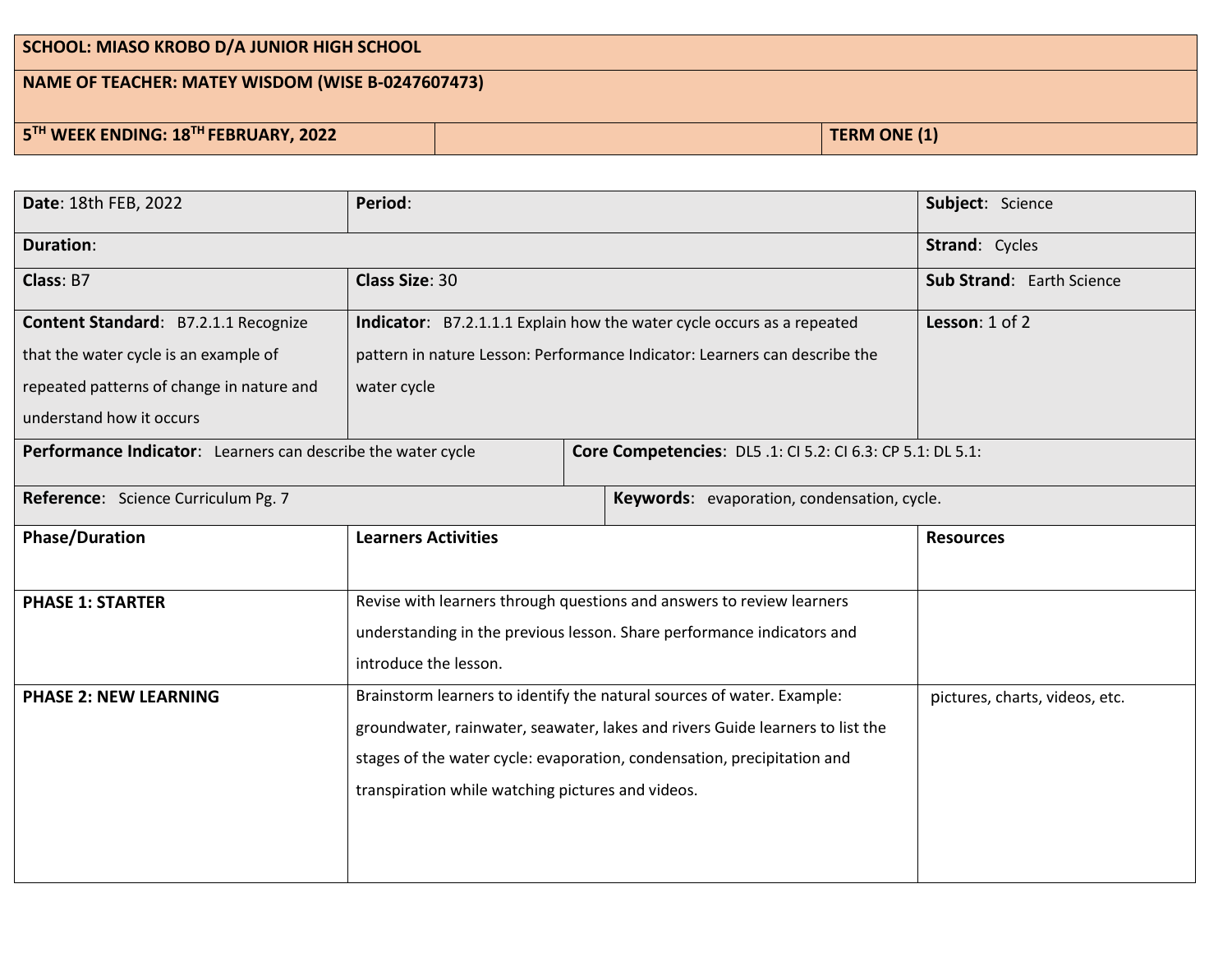| SCHOOL: MIASO KROBO D/A JUNIOR HIGH SCHOOL | | |
|---|---|---|
| NAME OF TEACHER: MATEY WISDOM (WISE B-0247607473) | | |
| 5TH WEEK ENDING: 18TH FEBRUARY, 2022 | | TERM ONE (1) |

| **Date**: 18th FEB, 2022 | **Period**: | **Subject**: Science |
|---|---|---|
| **Duration**: | | **Strand**: Cycles |
| **Class**: B7 | **Class Size**: 30 | **Sub Strand**: Earth Science |
| **Content Standard**: B7.2.1.1 Recognize that the water cycle is an example of repeated patterns of change in nature and understand how it occurs | **Indicator**: B7.2.1.1.1 Explain how the water cycle occurs as a repeated pattern in nature Lesson: Performance Indicator: Learners can describe the water cycle | **Lesson**: 1 of 2 |
| **Performance Indicator**: Learners can describe the water cycle | **Core Competencies**: DL5 .1: CI 5.2: CI 6.3: CP 5.1: DL 5.1: | |
| **Reference**: Science Curriculum Pg. 7 | **Keywords**: evaporation, condensation, cycle. | |
| **Phase/Duration** | **Learners Activities** | **Resources** |
| **PHASE 1: STARTER** | Revise with learners through questions and answers to review learners understanding in the previous lesson. Share performance indicators and introduce the lesson. | |
| **PHASE 2: NEW LEARNING** | Brainstorm learners to identify the natural sources of water. Example: groundwater, rainwater, seawater, lakes and rivers Guide learners to list the stages of the water cycle: evaporation, condensation, precipitation and transpiration while watching pictures and videos. | pictures, charts, videos, etc. |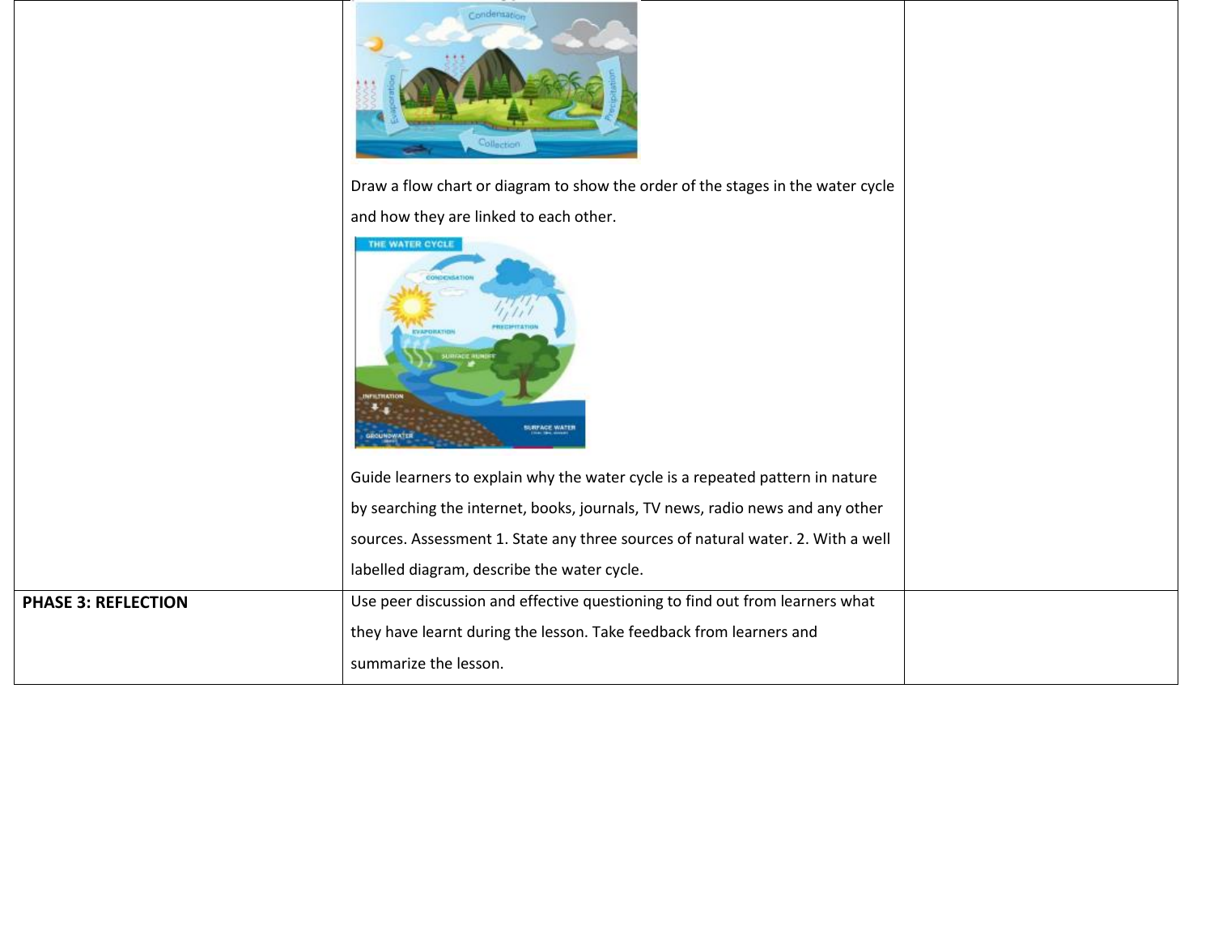| | | |
|---|---|---|
| | Draw a flow chart or diagram to show the order of the stages in the water cycle and how they are linked to each other. Guide learners to explain why the water cycle is a repeated pattern in nature by searching the internet, books, journals, TV news, radio news and any other sources. Assessment 1. State any three sources of natural water. 2. With a well labelled diagram, describe the water cycle. | |
| **PHASE 3: REFLECTION** | Use peer discussion and effective questioning to find out from learners what they have learnt during the lesson. Take feedback from learners and summarize the lesson. | |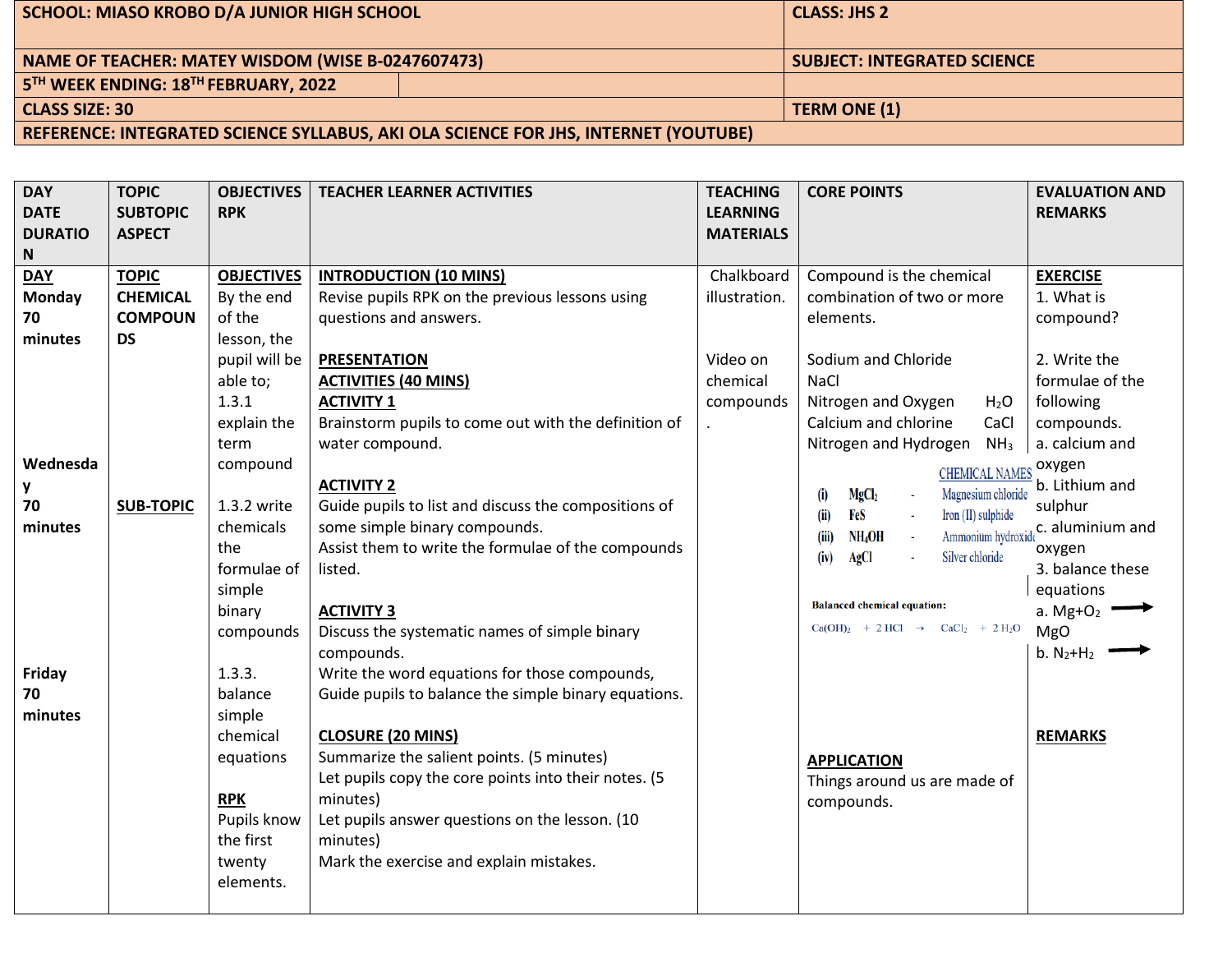| SCHOOL: MIASO KROBO D/A JUNIOR HIGH SCHOOL | | CLASS: JHS 2 |
|---|---|---|
| NAME OF TEACHER: MATEY WISDOM (WISE B-0247607473) | | SUBJECT: INTEGRATED SCIENCE |
| 5TH WEEK ENDING: 18TH FEBRUARY, 2022 | | |
| CLASS SIZE: 30 | | TERM ONE (1) |
| REFERENCE: INTEGRATED SCIENCE SYLLABUS, AKI OLA SCIENCE FOR JHS, INTERNET (YOUTUBE) | | |

| DAY DATE DURATION | TOPIC SUBTOPIC ASPECT | OBJECTIVES RPK | TEACHER LEARNER ACTIVITIES | TEACHING LEARNING MATERIALS | CORE POINTS | EVALUATION AND REMARKS |
|---|---|---|---|---|---|---|
| **DAY**<br>Monday<br>70 minutes<br><br>Wednesday<br>70 minutes<br><br>Friday<br>70 minutes | **TOPIC**<br>CHEMICAL COMPOUNDS<br><br>**SUB-TOPIC** | **OBJECTIVES**<br>By the end of the lesson, the pupil will be able to;<br>1.3.1 explain the term compound<br><br>1.3.2 write chemicals the formulae of simple binary compounds<br><br>1.3.3. balance simple chemical equations<br><br>**RPK**<br>Pupils know the first twenty elements. | **INTRODUCTION (10 MINS)**<br>Revise pupils RPK on the previous lessons using questions and answers.<br><br>**PRESENTATION**<br>**ACTIVITIES (40 MINS)**<br>**ACTIVITY 1**<br>Brainstorm pupils to come out with the definition of water compound.<br><br>**ACTIVITY 2**<br>Guide pupils to list and discuss the compositions of some simple binary compounds.<br>Assist them to write the formulae of the compounds listed.<br><br>**ACTIVITY 3**<br>Discuss the systematic names of simple binary compounds.<br>Write the word equations for those compounds,<br>Guide pupils to balance the simple binary equations.<br><br>**CLOSURE (20 MINS)**<br>Summarize the salient points. (5 minutes)<br>Let pupils copy the core points into their notes. (5 minutes)<br>Let pupils answer questions on the lesson. (10 minutes)<br>Mark the exercise and explain mistakes. | Chalkboard illustration.<br><br>Video on chemical compounds. | Compound is the chemical combination of two or more elements.<br><br>Sodium and Chloride NaCl<br>Nitrogen and Oxygen $H_2O$<br>Calcium and chlorine CaCl<br>Nitrogen and Hydrogen $NH_3$<br><br>CHEMICAL NAMES<br>(i) $MgCl_2$ - Magnesium chloride<br>(ii) FeS - Iron (II) sulphide<br>(iii) $NH_4OH$ - Ammonium hydroxide<br>(iv) AgCl - Silver chloride<br><br>Balanced chemical equation:<br>$Ca(OH)_2 + 2HCl \rightarrow CaCl_2 + 2H_2O$<br><br>**APPLICATION**<br>Things around us are made of compounds. | **EXERCISE**<br>1. What is compound?<br><br>2. Write the formulae of the following compounds.<br>a. calcium and oxygen<br>b. Lithium and sulphur<br>c. aluminium and oxygen<br>3. balance these equations<br>a. $Mg + O_2 \rightarrow MgO$<br>b. $N_2 + H_2 \rightarrow$<br><br>**REMARKS** |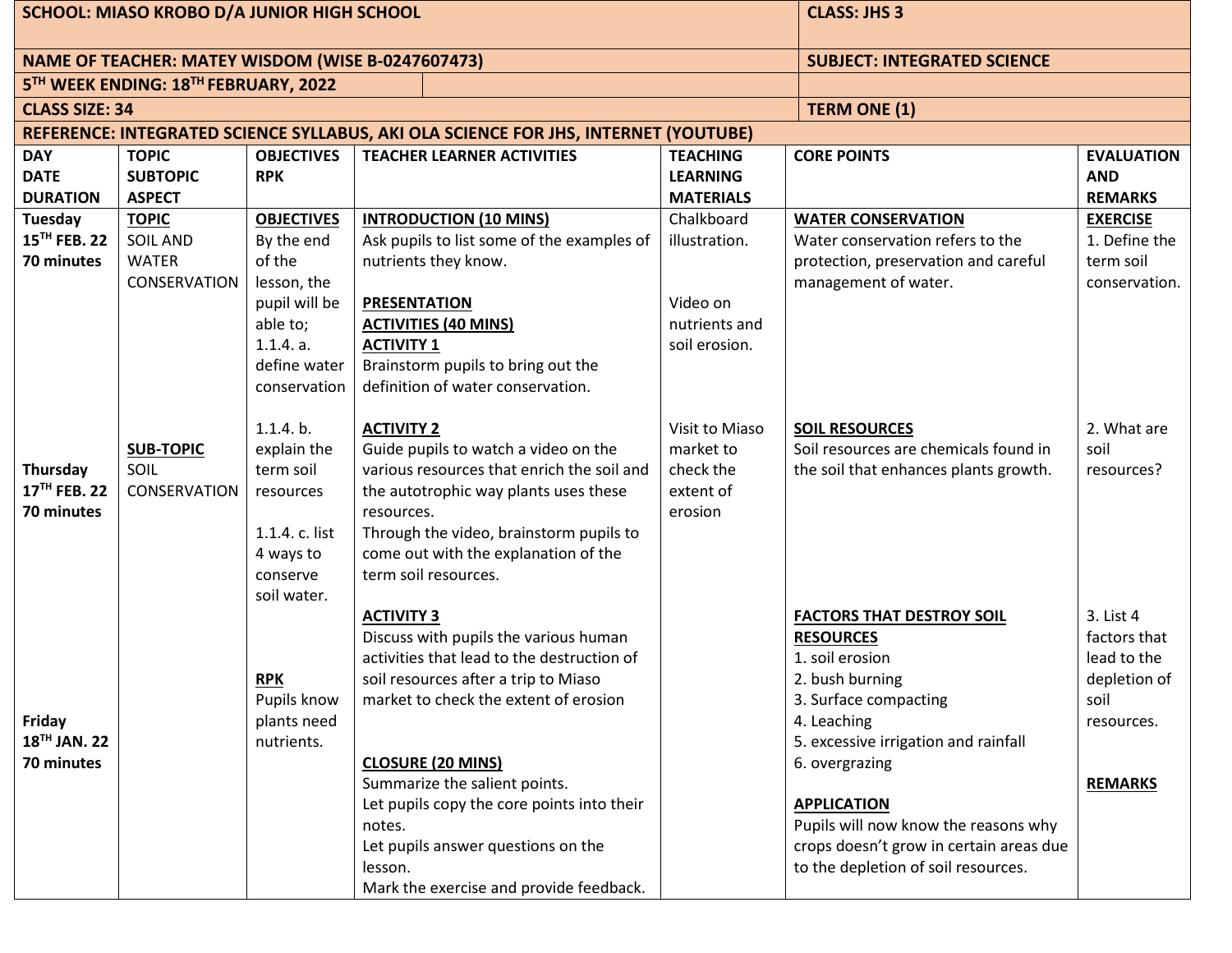| SCHOOL: MIASO KROBO D/A JUNIOR HIGH SCHOOL | | | | | | CLASS: JHS 3 |
|---|---|---|---|---|---|---|
| **NAME OF TEACHER: MATEY WISDOM (WISE B-0247607473)** | | | | | | **SUBJECT: INTEGRATED SCIENCE** |
| **5TH WEEK ENDING: 18TH FEBRUARY, 2022** | | | | | | |
| **CLASS SIZE: 34** | | | | | | **TERM ONE (1)** |
| **REFERENCE: INTEGRATED SCIENCE SYLLABUS, AKI OLA SCIENCE FOR JHS, INTERNET (YOUTUBE)** | | | | | | |
| **DAY DATE DURATION** | **TOPIC SUBTOPIC ASPECT** | **OBJECTIVES RPK** | **TEACHER LEARNER ACTIVITIES** | **TEACHING LEARNING MATERIALS** | **CORE POINTS** | **EVALUATION AND REMARKS** |
| **Tuesday 15TH FEB. 22 70 minutes** | **TOPIC** SOIL AND WATER CONSERVATION | **OBJECTIVES** By the end of the lesson, the pupil will be able to; 1.1.4. a. define water conservation | **INTRODUCTION (10 MINS)** Ask pupils to list some of the examples of nutrients they know. **PRESENTATION ACTIVITIES (40 MINS)** **ACTIVITY 1** Brainstorm pupils to bring out the definition of water conservation. | Chalkboard illustration. Video on nutrients and soil erosion. | **WATER CONSERVATION** Water conservation refers to the protection, preservation and careful management of water. | **EXERCISE** 1. Define the term soil conservation. |
| **Thursday 17TH FEB. 22 70 minutes** | **SUB-TOPIC** SOIL CONSERVATION | 1.1.4. b. explain the term soil resources 1.1.4. c. list 4 ways to conserve soil water. | **ACTIVITY 2** Guide pupils to watch a video on the various resources that enrich the soil and the autotrophic way plants uses these resources. Through the video, brainstorm pupils to come out with the explanation of the term soil resources. | Visit to Miaso market to check the extent of erosion | **SOIL RESOURCES** Soil resources are chemicals found in the soil that enhances plants growth. | 2. What are soil resources? |
| **Friday 18TH JAN. 22 70 minutes** | | **RPK** Pupils know plants need nutrients. | **ACTIVITY 3** Discuss with pupils the various human activities that lead to the destruction of soil resources after a trip to Miaso market to check the extent of erosion **CLOSURE (20 MINS)** Summarize the salient points. Let pupils copy the core points into their notes. Let pupils answer questions on the lesson. Mark the exercise and provide feedback. | | **FACTORS THAT DESTROY SOIL RESOURCES** 1. soil erosion 2. bush burning 3. Surface compacting 4. Leaching 5. excessive irrigation and rainfall 6. overgrazing **APPLICATION** Pupils will now know the reasons why crops doesn't grow in certain areas due to the depletion of soil resources. | 3. List 4 factors that lead to the depletion of soil resources. **REMARKS** |